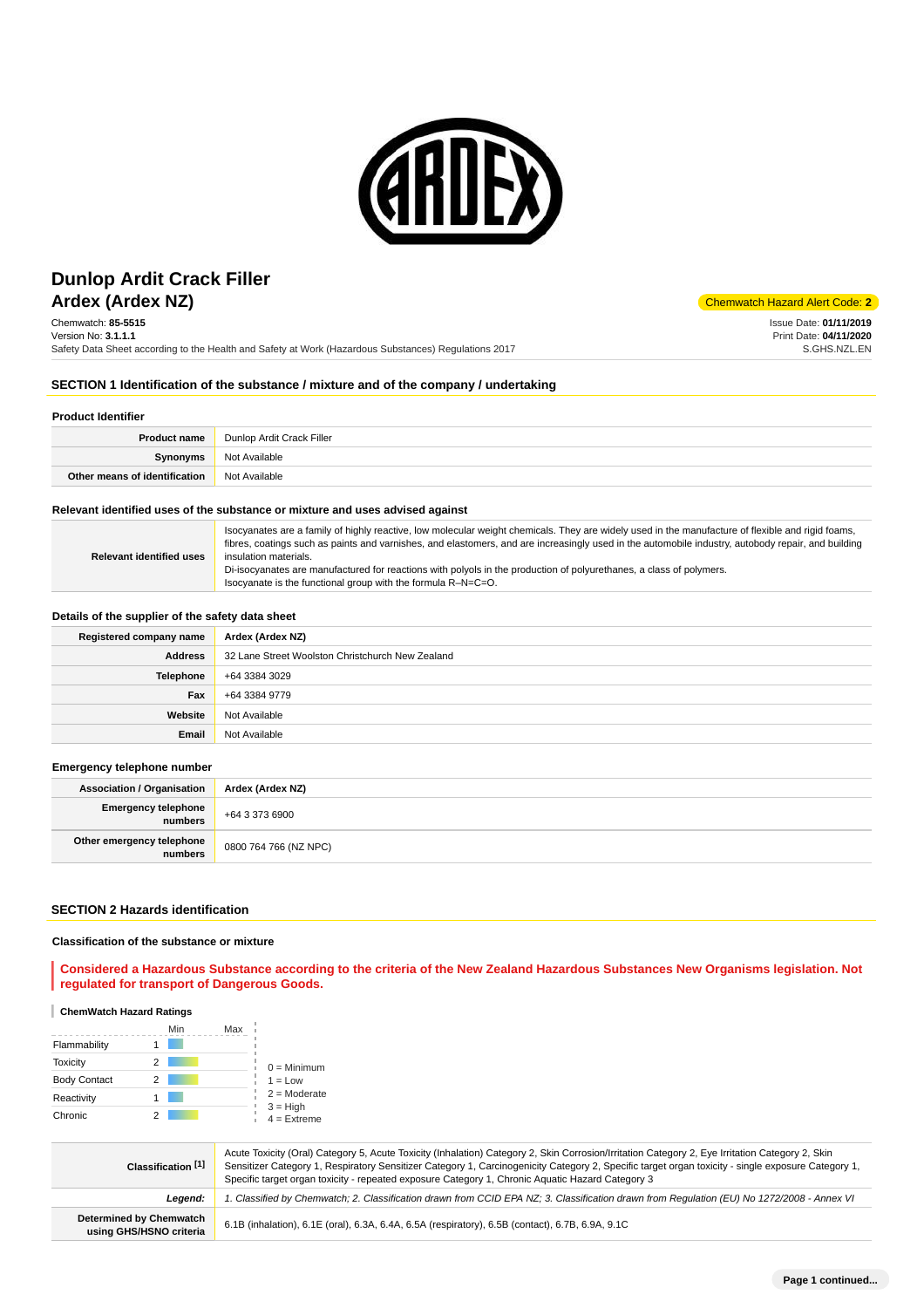# Dunlop Ardit Crack Filler
## Ardex (Ardex NZ)

Chemwatch Hazard Alert Code: **2**

Chemwatch: **85-5515**
Version No: **3.1.1.1**
Safety Data Sheet according to the Health and Safety at Work (Hazardous Substances) Regulations 2017

Issue Date: **01/11/2019**
Print Date: **04/11/2020**
S.GHS.NZL.EN

## SECTION 1 Identification of the substance / mixture and of the company / undertaking

### Product Identifier

| | |
|---|---|
| **Product name** | Dunlop Ardit Crack Filler |
| **Synonyms** | Not Available |
| **Other means of identification** | Not Available |

### Relevant identified uses of the substance or mixture and uses advised against

| | |
|---|---|
| **Relevant identified uses** | Isocyanates are a family of highly reactive, low molecular weight chemicals. They are widely used in the manufacture of flexible and rigid foams, fibres, coatings such as paints and varnishes, and elastomers, and are increasingly used in the automobile industry, autobody repair, and building insulation materials.<br>Di-isocyanates are manufactured for reactions with polyols in the production of polyurethanes, a class of polymers.<br>Isocyanate is the functional group with the formula R–N=C=O. |

### Details of the supplier of the safety data sheet

| | |
|---|---|
| **Registered company name** | **Ardex (Ardex NZ)** |
| **Address** | 32 Lane Street Woolston Christchurch New Zealand |
| **Telephone** | +64 3384 3029 |
| **Fax** | +64 3384 9779 |
| **Website** | Not Available |
| **Email** | Not Available |

### Emergency telephone number

| | |
|---|---|
| **Association / Organisation** | **Ardex (Ardex NZ)** |
| **Emergency telephone numbers** | +64 3 373 6900 |
| **Other emergency telephone numbers** | 0800 764 766 (NZ NPC) |

## SECTION 2 Hazards identification

### Classification of the substance or mixture

**Considered a Hazardous Substance according to the criteria of the New Zealand Hazardous Substances New Organisms legislation. Not regulated for transport of Dangerous Goods.**

**ChemWatch Hazard Ratings**

| | Min | Max |
|---|---|---|
| Flammability | 1 | |
| Toxicity | 2 | |
| Body Contact | 2 | |
| Reactivity | 1 | |
| Chronic | 2 | |

0 = Minimum
1 = Low
2 = Moderate
3 = High
4 = Extreme

| | |
|---|---|
| **Classification [1]** | Acute Toxicity (Oral) Category 5, Acute Toxicity (Inhalation) Category 2, Skin Corrosion/Irritation Category 2, Eye Irritation Category 2, Skin Sensitizer Category 1, Respiratory Sensitizer Category 1, Carcinogenicity Category 2, Specific target organ toxicity - single exposure Category 1, Specific target organ toxicity - repeated exposure Category 1, Chronic Aquatic Hazard Category 3 |
| ***Legend:*** | *1. Classified by Chemwatch; 2. Classification drawn from CCID EPA NZ; 3. Classification drawn from Regulation (EU) No 1272/2008 - Annex VI* |
| **Determined by Chemwatch using GHS/HSNO criteria** | 6.1B (inhalation), 6.1E (oral), 6.3A, 6.4A, 6.5A (respiratory), 6.5B (contact), 6.7B, 6.9A, 9.1C |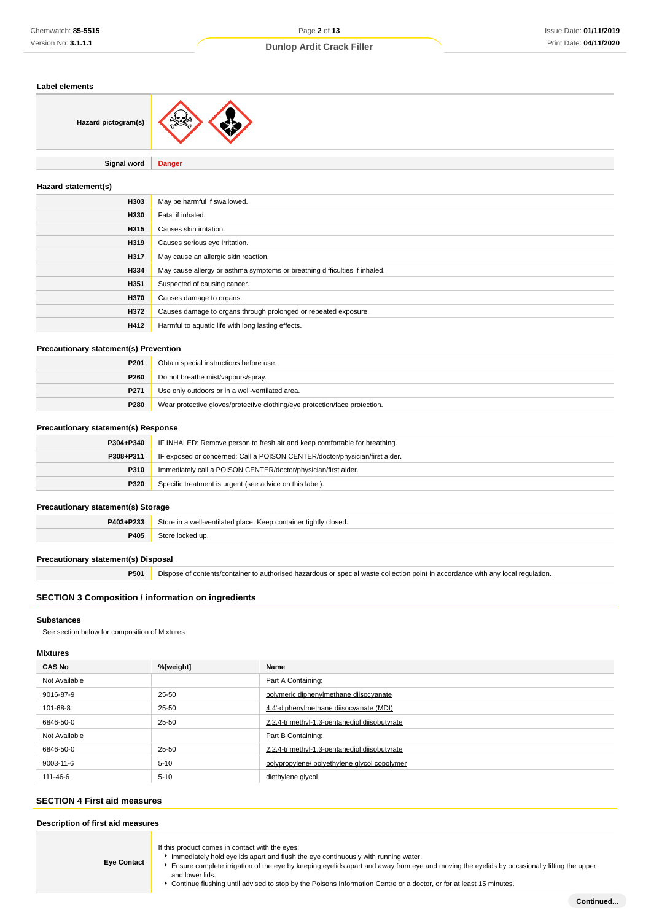### Label elements

| Hazard pictogram(s) | |
|---|---|
| Signal word | **Danger** |

### Hazard statement(s)

| | |
|---|---|
| **H303** | May be harmful if swallowed. |
| **H330** | Fatal if inhaled. |
| **H315** | Causes skin irritation. |
| **H319** | Causes serious eye irritation. |
| **H317** | May cause an allergic skin reaction. |
| **H334** | May cause allergy or asthma symptoms or breathing difficulties if inhaled. |
| **H351** | Suspected of causing cancer. |
| **H370** | Causes damage to organs. |
| **H372** | Causes damage to organs through prolonged or repeated exposure. |
| **H412** | Harmful to aquatic life with long lasting effects. |

### Precautionary statement(s) Prevention

| | |
|---|---|
| **P201** | Obtain special instructions before use. |
| **P260** | Do not breathe mist/vapours/spray. |
| **P271** | Use only outdoors or in a well-ventilated area. |
| **P280** | Wear protective gloves/protective clothing/eye protection/face protection. |

### Precautionary statement(s) Response

| | |
|---|---|
| **P304+P340** | IF INHALED: Remove person to fresh air and keep comfortable for breathing. |
| **P308+P311** | IF exposed or concerned: Call a POISON CENTER/doctor/physician/first aider. |
| **P310** | Immediately call a POISON CENTER/doctor/physician/first aider. |
| **P320** | Specific treatment is urgent (see advice on this label). |

### Precautionary statement(s) Storage

| | |
|---|---|
| **P403+P233** | Store in a well-ventilated place. Keep container tightly closed. |
| **P405** | Store locked up. |

### Precautionary statement(s) Disposal

| | |
|---|---|
| **P501** | Dispose of contents/container to authorised hazardous or special waste collection point in accordance with any local regulation. |

## SECTION 3 Composition / information on ingredients

### Substances

See section below for composition of Mixtures

### Mixtures

| CAS No | %[weight] | Name |
|---|---|---|
| Not Available | | Part A Containing: |
| 9016-87-9 | 25-50 | polymeric diphenylmethane diisocyanate |
| 101-68-8 | 25-50 | 4,4'-diphenylmethane diisocyanate (MDI) |
| 6846-50-0 | 25-50 | 2,2,4-trimethyl-1,3-pentanediol diisobutyrate |
| Not Available | | Part B Containing: |
| 6846-50-0 | 25-50 | 2,2,4-trimethyl-1,3-pentanediol diisobutyrate |
| 9003-11-6 | 5-10 | polypropylene/ polyethylene glycol copolymer |
| 111-46-6 | 5-10 | diethylene glycol |

## SECTION 4 First aid measures

### Description of first aid measures

| | |
|---|---|
| **Eye Contact** | If this product comes in contact with the eyes:<br>▸ Immediately hold eyelids apart and flush the eye continuously with running water.<br>▸ Ensure complete irrigation of the eye by keeping eyelids apart and away from eye and moving the eyelids by occasionally lifting the upper and lower lids.<br>▸ Continue flushing until advised to stop by the Poisons Information Centre or a doctor, or for at least 15 minutes. |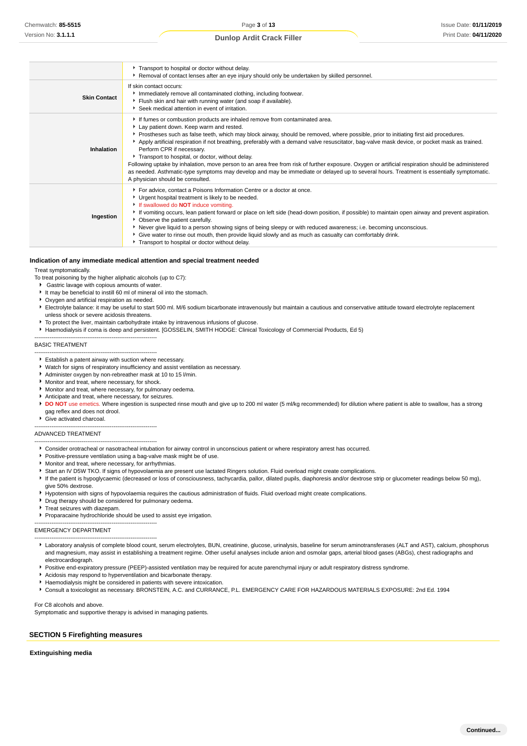| | |
|---|---|
| | ▸ Transport to hospital or doctor without delay.<br>▸ Removal of contact lenses after an eye injury should only be undertaken by skilled personnel. |
| **Skin Contact** | If skin contact occurs:<br>▸ Immediately remove all contaminated clothing, including footwear.<br>▸ Flush skin and hair with running water (and soap if available).<br>▸ Seek medical attention in event of irritation. |
| **Inhalation** | ▸ If fumes or combustion products are inhaled remove from contaminated area.<br>▸ Lay patient down. Keep warm and rested.<br>▸ Prostheses such as false teeth, which may block airway, should be removed, where possible, prior to initiating first aid procedures.<br>▸ Apply artificial respiration if not breathing, preferably with a demand valve resuscitator, bag-valve mask device, or pocket mask as trained. Perform CPR if necessary.<br>▸ Transport to hospital, or doctor, without delay.<br>Following uptake by inhalation, move person to an area free from risk of further exposure. Oxygen or artificial respiration should be administered as needed. Asthmatic-type symptoms may develop and may be immediate or delayed up to several hours. Treatment is essentially symptomatic. A physician should be consulted. |
| **Ingestion** | ▸ For advice, contact a Poisons Information Centre or a doctor at once.<br>▸ Urgent hospital treatment is likely to be needed.<br>▸ If swallowed do **NOT** induce vomiting.<br>▸ If vomiting occurs, lean patient forward or place on left side (head-down position, if possible) to maintain open airway and prevent aspiration.<br>▸ Observe the patient carefully.<br>▸ Never give liquid to a person showing signs of being sleepy or with reduced awareness; i.e. becoming unconscious.<br>▸ Give water to rinse out mouth, then provide liquid slowly and as much as casualty can comfortably drink.<br>▸ Transport to hospital or doctor without delay. |

**Indication of any immediate medical attention and special treatment needed**

Treat symptomatically.

To treat poisoning by the higher aliphatic alcohols (up to C7):

- Gastric lavage with copious amounts of water.
- It may be beneficial to instill 60 ml of mineral oil into the stomach.
- Oxygen and artificial respiration as needed.
- Electrolyte balance: it may be useful to start 500 ml. M/6 sodium bicarbonate intravenously but maintain a cautious and conservative attitude toward electrolyte replacement unless shock or severe acidosis threatens.
- To protect the liver, maintain carbohydrate intake by intravenous infusions of glucose.
- Haemodialysis if coma is deep and persistent. [GOSSELIN, SMITH HODGE: Clinical Toxicology of Commercial Products, Ed 5)

--------------------------------------------------------------

BASIC TREATMENT

--------------------------------------------------------------

- Establish a patent airway with suction where necessary.
- Watch for signs of respiratory insufficiency and assist ventilation as necessary.
- Administer oxygen by non-rebreather mask at 10 to 15 l/min.
- Monitor and treat, where necessary, for shock.
- Monitor and treat, where necessary, for pulmonary oedema.
- Anticipate and treat, where necessary, for seizures.
- **DO NOT** use emetics. Where ingestion is suspected rinse mouth and give up to 200 ml water (5 ml/kg recommended) for dilution where patient is able to swallow, has a strong gag reflex and does not drool.
- Give activated charcoal.

--------------------------------------------------------------

ADVANCED TREATMENT

--------------------------------------------------------------

- Consider orotracheal or nasotracheal intubation for airway control in unconscious patient or where respiratory arrest has occurred.
- Positive-pressure ventilation using a bag-valve mask might be of use.
- Monitor and treat, where necessary, for arrhythmias.
- Start an IV D5W TKO. If signs of hypovolaemia are present use lactated Ringers solution. Fluid overload might create complications.
- If the patient is hypoglycaemic (decreased or loss of consciousness, tachycardia, pallor, dilated pupils, diaphoresis and/or dextrose strip or glucometer readings below 50 mg), give 50% dextrose.
- Hypotension with signs of hypovolaemia requires the cautious administration of fluids. Fluid overload might create complications.
- Drug therapy should be considered for pulmonary oedema.
- Treat seizures with diazepam.
- Proparacaine hydrochloride should be used to assist eye irrigation.

--------------------------------------------------------------

EMERGENCY DEPARTMENT

--------------------------------------------------------------

- Laboratory analysis of complete blood count, serum electrolytes, BUN, creatinine, glucose, urinalysis, baseline for serum aminotransferases (ALT and AST), calcium, phosphorus and magnesium, may assist in establishing a treatment regime. Other useful analyses include anion and osmolar gaps, arterial blood gases (ABGs), chest radiographs and electrocardiograph.
- Positive end-expiratory pressure (PEEP)-assisted ventilation may be required for acute parenchymal injury or adult respiratory distress syndrome.
- Acidosis may respond to hyperventilation and bicarbonate therapy.
- Haemodialysis might be considered in patients with severe intoxication.
- Consult a toxicologist as necessary. BRONSTEIN, A.C. and CURRANCE, P.L. EMERGENCY CARE FOR HAZARDOUS MATERIALS EXPOSURE: 2nd Ed. 1994

For C8 alcohols and above.

Symptomatic and supportive therapy is advised in managing patients.

## SECTION 5 Firefighting measures

**Extinguishing media**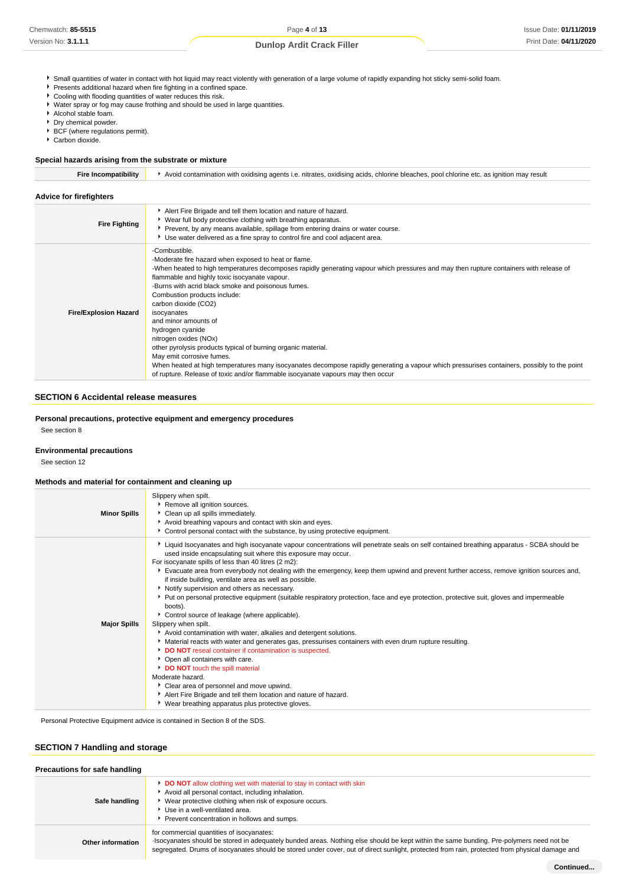- Small quantities of water in contact with hot liquid may react violently with generation of a large volume of rapidly expanding hot sticky semi-solid foam.
- Presents additional hazard when fire fighting in a confined space.
- Cooling with flooding quantities of water reduces this risk.
- Water spray or fog may cause frothing and should be used in large quantities.
- Alcohol stable foam.
- Dry chemical powder.
- BCF (where regulations permit).
- Carbon dioxide.

### Special hazards arising from the substrate or mixture

| | |
|---|---|
| **Fire Incompatibility** | Avoid contamination with oxidising agents i.e. nitrates, oxidising acids, chlorine bleaches, pool chlorine etc. as ignition may result |

### Advice for firefighters

| | |
|---|---|
| **Fire Fighting** | Alert Fire Brigade and tell them location and nature of hazard.<br>Wear full body protective clothing with breathing apparatus.<br>Prevent, by any means available, spillage from entering drains or water course.<br>Use water delivered as a fine spray to control fire and cool adjacent area. |
| **Fire/Explosion Hazard** | -Combustible.<br>-Moderate fire hazard when exposed to heat or flame.<br>-When heated to high temperatures decomposes rapidly generating vapour which pressures and may then rupture containers with release of flammable and highly toxic isocyanate vapour.<br>-Burns with acrid black smoke and poisonous fumes.<br>Combustion products include:<br>carbon dioxide ($CO_2$)<br>isocyanates<br>and minor amounts of<br>hydrogen cyanide<br>nitrogen oxides ($NO_x$)<br>other pyrolysis products typical of burning organic material.<br>May emit corrosive fumes.<br>When heated at high temperatures many isocyanates decompose rapidly generating a vapour which pressurises containers, possibly to the point of rupture. Release of toxic and/or flammable isocyanate vapours may then occur |

## SECTION 6 Accidental release measures

### Personal precautions, protective equipment and emergency procedures

See section 8

### Environmental precautions

See section 12

### Methods and material for containment and cleaning up

| | |
|---|---|
| **Minor Spills** | Slippery when spilt.<br>Remove all ignition sources.<br>Clean up all spills immediately.<br>Avoid breathing vapours and contact with skin and eyes.<br>Control personal contact with the substance, by using protective equipment. |
| **Major Spills** | Liquid Isocyanates and high isocyanate vapour concentrations will penetrate seals on self contained breathing apparatus - SCBA should be used inside encapsulating suit where this exposure may occur.<br>For isocyanate spills of less than 40 litres (2 m2):<br>Evacuate area from everybody not dealing with the emergency, keep them upwind and prevent further access, remove ignition sources and, if inside building, ventilate area as well as possible.<br>Notify supervision and others as necessary.<br>Put on personal protective equipment (suitable respiratory protection, face and eye protection, protective suit, gloves and impermeable boots).<br>Control source of leakage (where applicable).<br>Slippery when spilt.<br>Avoid contamination with water, alkalies and detergent solutions.<br>Material reacts with water and generates gas, pressurises containers with even drum rupture resulting.<br>**DO NOT** reseal container if contamination is suspected.<br>Open all containers with care.<br>**DO NOT** touch the spill material<br>Moderate hazard.<br>Clear area of personnel and move upwind.<br>Alert Fire Brigade and tell them location and nature of hazard.<br>Wear breathing apparatus plus protective gloves. |

Personal Protective Equipment advice is contained in Section 8 of the SDS.

## SECTION 7 Handling and storage

### Precautions for safe handling

| | |
|---|---|
| **Safe handling** | **DO NOT** allow clothing wet with material to stay in contact with skin<br>Avoid all personal contact, including inhalation.<br>Wear protective clothing when risk of exposure occurs.<br>Use in a well-ventilated area.<br>Prevent concentration in hollows and sumps. |
| **Other information** | for commercial quantities of isocyanates:<br>·Isocyanates should be stored in adequately bunded areas. Nothing else should be kept within the same bunding. Pre-polymers need not be segregated. Drums of isocyanates should be stored under cover, out of direct sunlight, protected from rain, protected from physical damage and |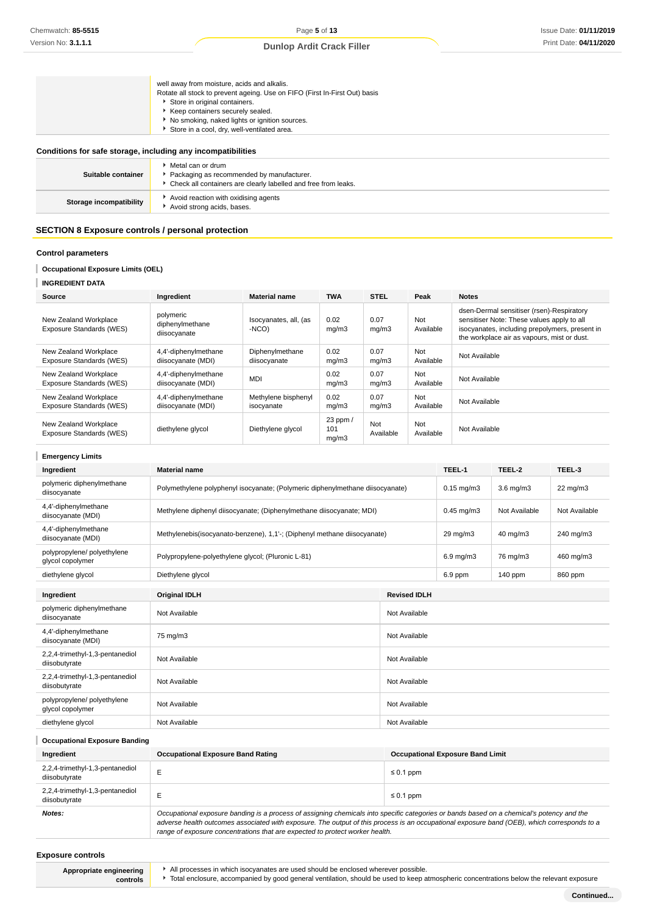| | |
|---|---|
| | well away from moisture, acids and alkalis.<br>Rotate all stock to prevent ageing. Use on FIFO (First In-First Out) basis<br>▸ Store in original containers.<br>▸ Keep containers securely sealed.<br>▸ No smoking, naked lights or ignition sources.<br>▸ Store in a cool, dry, well-ventilated area. |

### Conditions for safe storage, including any incompatibilities

| | |
|---|---|
| **Suitable container** | ▸ Metal can or drum<br>▸ Packaging as recommended by manufacturer.<br>▸ Check all containers are clearly labelled and free from leaks. |
| **Storage incompatibility** | ▸ Avoid reaction with oxidising agents<br>▸ Avoid strong acids, bases. |

## SECTION 8 Exposure controls / personal protection

### Control parameters

#### Occupational Exposure Limits (OEL)

#### INGREDIENT DATA

| Source | Ingredient | Material name | TWA | STEL | Peak | Notes |
|---|---|---|---|---|---|---|
| New Zealand Workplace Exposure Standards (WES) | polymeric diphenylmethane diisocyanate | Isocyanates, all, (as -NCO) | 0.02 mg/m3 | 0.07 mg/m3 | Not Available | dsen-Dermal sensitiser (rsen)-Respiratory sensitiser Note: These values apply to all isocyanates, including prepolymers, present in the workplace air as vapours, mist or dust. |
| New Zealand Workplace Exposure Standards (WES) | 4,4'-diphenylmethane diisocyanate (MDI) | Diphenylmethane diisocyanate | 0.02 mg/m3 | 0.07 mg/m3 | Not Available | Not Available |
| New Zealand Workplace Exposure Standards (WES) | 4,4'-diphenylmethane diisocyanate (MDI) | MDI | 0.02 mg/m3 | 0.07 mg/m3 | Not Available | Not Available |
| New Zealand Workplace Exposure Standards (WES) | 4,4'-diphenylmethane diisocyanate (MDI) | Methylene bisphenyl isocyanate | 0.02 mg/m3 | 0.07 mg/m3 | Not Available | Not Available |
| New Zealand Workplace Exposure Standards (WES) | diethylene glycol | Diethylene glycol | 23 ppm / 101 mg/m3 | Not Available | Not Available | Not Available |

#### Emergency Limits

| Ingredient | Material name | TEEL-1 | TEEL-2 | TEEL-3 |
|---|---|---|---|---|
| polymeric diphenylmethane diisocyanate | Polymethylene polyphenyl isocyanate; (Polymeric diphenylmethane diisocyanate) | 0.15 mg/m3 | 3.6 mg/m3 | 22 mg/m3 |
| 4,4'-diphenylmethane diisocyanate (MDI) | Methylene diphenyl diisocyanate; (Diphenylmethane diisocyanate; MDI) | 0.45 mg/m3 | Not Available | Not Available |
| 4,4'-diphenylmethane diisocyanate (MDI) | Methylenebis(isocyanato-benzene), 1,1'-; (Diphenyl methane diisocyanate) | 29 mg/m3 | 40 mg/m3 | 240 mg/m3 |
| polypropylene/ polyethylene glycol copolymer | Polypropylene-polyethylene glycol; (Pluronic L-81) | 6.9 mg/m3 | 76 mg/m3 | 460 mg/m3 |
| diethylene glycol | Diethylene glycol | 6.9 ppm | 140 ppm | 860 ppm |

| Ingredient | Original IDLH | Revised IDLH |
|---|---|---|
| polymeric diphenylmethane diisocyanate | Not Available | Not Available |
| 4,4'-diphenylmethane diisocyanate (MDI) | 75 mg/m3 | Not Available |
| 2,2,4-trimethyl-1,3-pentanediol diisobutyrate | Not Available | Not Available |
| 2,2,4-trimethyl-1,3-pentanediol diisobutyrate | Not Available | Not Available |
| polypropylene/ polyethylene glycol copolymer | Not Available | Not Available |
| diethylene glycol | Not Available | Not Available |

#### Occupational Exposure Banding

| Ingredient | Occupational Exposure Band Rating | Occupational Exposure Band Limit |
|---|---|---|
| 2,2,4-trimethyl-1,3-pentanediol diisobutyrate | E | ≤ 0.1 ppm |
| 2,2,4-trimethyl-1,3-pentanediol diisobutyrate | E | ≤ 0.1 ppm |
| ***Notes:*** | *Occupational exposure banding is a process of assigning chemicals into specific categories or bands based on a chemical's potency and the adverse health outcomes associated with exposure. The output of this process is an occupational exposure band (OEB), which corresponds to a range of exposure concentrations that are expected to protect worker health.* | |

### Exposure controls

| | |
|---|---|
| **Appropriate engineering controls** | ▸ All processes in which isocyanates are used should be enclosed wherever possible.<br>▸ Total enclosure, accompanied by good general ventilation, should be used to keep atmospheric concentrations below the relevant exposure |

**Continued...**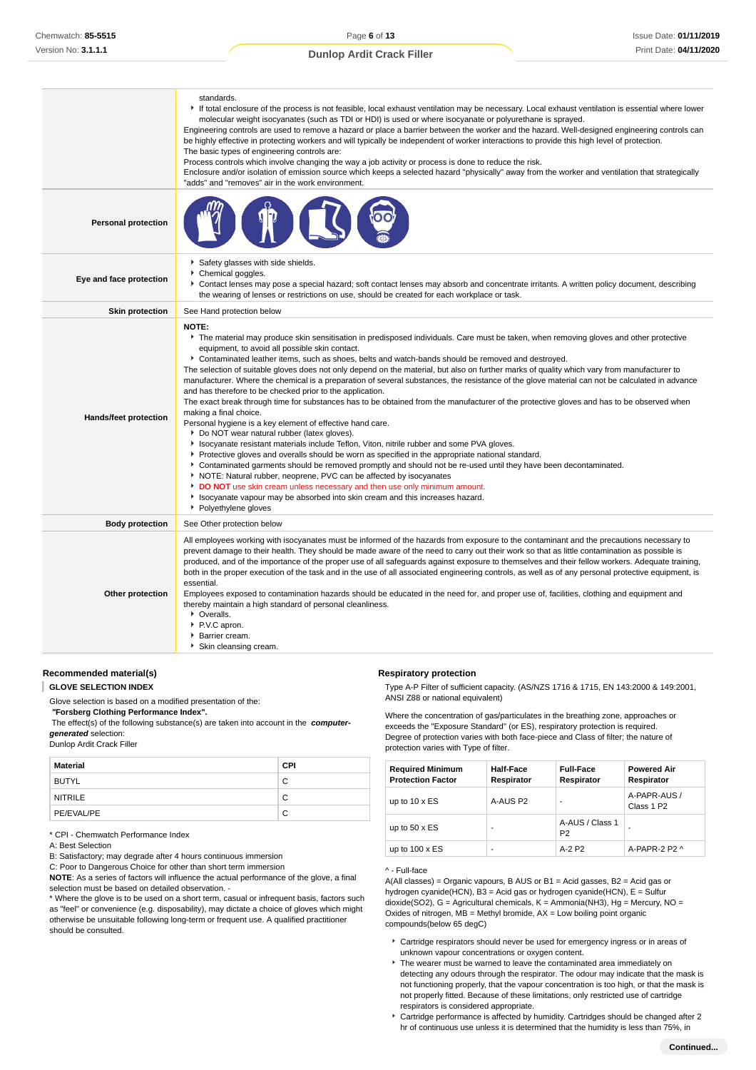| | |
|---|---|
| | standards.<br>▸ If total enclosure of the process is not feasible, local exhaust ventilation may be necessary. Local exhaust ventilation is essential where lower molecular weight isocyanates (such as TDI or HDI) is used or where isocyanate or polyurethane is sprayed.<br>Engineering controls are used to remove a hazard or place a barrier between the worker and the hazard. Well-designed engineering controls can be highly effective in protecting workers and will typically be independent of worker interactions to provide this high level of protection.<br>The basic types of engineering controls are:<br>Process controls which involve changing the way a job activity or process is done to reduce the risk.<br>Enclosure and/or isolation of emission source which keeps a selected hazard "physically" away from the worker and ventilation that strategically "adds" and "removes" air in the work environment. |
| **Personal protection** | |
| **Eye and face protection** | ▸ Safety glasses with side shields.<br>▸ Chemical goggles.<br>▸ Contact lenses may pose a special hazard; soft contact lenses may absorb and concentrate irritants. A written policy document, describing the wearing of lenses or restrictions on use, should be created for each workplace or task. |
| **Skin protection** | See Hand protection below |
| **Hands/feet protection** | **NOTE:**<br>▸ The material may produce skin sensitisation in predisposed individuals. Care must be taken, when removing gloves and other protective equipment, to avoid all possible skin contact.<br>▸ Contaminated leather items, such as shoes, belts and watch-bands should be removed and destroyed.<br>The selection of suitable gloves does not only depend on the material, but also on further marks of quality which vary from manufacturer to manufacturer. Where the chemical is a preparation of several substances, the resistance of the glove material can not be calculated in advance and has therefore to be checked prior to the application.<br>The exact break through time for substances has to be obtained from the manufacturer of the protective gloves and has to be observed when making a final choice.<br>Personal hygiene is a key element of effective hand care.<br>▸ Do NOT wear natural rubber (latex gloves).<br>▸ Isocyanate resistant materials include Teflon, Viton, nitrile rubber and some PVA gloves.<br>▸ Protective gloves and overalls should be worn as specified in the appropriate national standard.<br>▸ Contaminated garments should be removed promptly and should not be re-used until they have been decontaminated.<br>▸ NOTE: Natural rubber, neoprene, PVC can be affected by isocyanates<br>▸ **DO NOT** use skin cream unless necessary and then use only minimum amount.<br>▸ Isocyanate vapour may be absorbed into skin cream and this increases hazard.<br>▸ Polyethylene gloves |
| **Body protection** | See Other protection below |
| **Other protection** | All employees working with isocyanates must be informed of the hazards from exposure to the contaminant and the precautions necessary to prevent damage to their health. They should be made aware of the need to carry out their work so that as little contamination as possible is produced, and of the importance of the proper use of all safeguards against exposure to themselves and their fellow workers. Adequate training, both in the proper execution of the task and in the use of all associated engineering controls, as well as of any personal protective equipment, is essential.<br>Employees exposed to contamination hazards should be educated in the need for, and proper use of, facilities, clothing and equipment and thereby maintain a high standard of personal cleanliness.<br>▸ Overalls.<br>▸ P.V.C apron.<br>▸ Barrier cream.<br>▸ Skin cleansing cream. |

### Recommended material(s)

**GLOVE SELECTION INDEX**

Glove selection is based on a modified presentation of the:
***"Forsberg Clothing Performance Index".***
The effect(s) of the following substance(s) are taken into account in the ***computer-generated*** selection:
Dunlop Ardit Crack Filler

| Material | CPI |
|---|---|
| BUTYL | C |
| NITRILE | C |
| PE/EVAL/PE | C |

\* CPI - Chemwatch Performance Index
A: Best Selection
B: Satisfactory; may degrade after 4 hours continuous immersion
C: Poor to Dangerous Choice for other than short term immersion
**NOTE**: As a series of factors will influence the actual performance of the glove, a final selection must be based on detailed observation. -
\* Where the glove is to be used on a short term, casual or infrequent basis, factors such as "feel" or convenience (e.g. disposability), may dictate a choice of gloves which might otherwise be unsuitable following long-term or frequent use. A qualified practitioner should be consulted.

### Respiratory protection

Type A-P Filter of sufficient capacity. (AS/NZS 1716 & 1715, EN 143:2000 & 149:2001, ANSI Z88 or national equivalent)

Where the concentration of gas/particulates in the breathing zone, approaches or exceeds the "Exposure Standard" (or ES), respiratory protection is required.
Degree of protection varies with both face-piece and Class of filter; the nature of protection varies with Type of filter.

| Required Minimum Protection Factor | Half-Face Respirator | Full-Face Respirator | Powered Air Respirator |
|---|---|---|---|
| up to 10 x ES | A-AUS P2 | - | A-PAPR-AUS / Class 1 P2 |
| up to 50 x ES | - | A-AUS / Class 1 P2 | - |
| up to 100 x ES | - | A-2 P2 | A-PAPR-2 P2 ^ |

^ - Full-face

A(All classes) = Organic vapours, B AUS or B1 = Acid gasses, B2 = Acid gas or hydrogen cyanide(HCN), B3 = Acid gas or hydrogen cyanide(HCN), E = Sulfur dioxide(SO2), G = Agricultural chemicals, K = Ammonia(NH3), Hg = Mercury, NO = Oxides of nitrogen, MB = Methyl bromide, AX = Low boiling point organic compounds(below 65 degC)

- Cartridge respirators should never be used for emergency ingress or in areas of unknown vapour concentrations or oxygen content.
- The wearer must be warned to leave the contaminated area immediately on detecting any odours through the respirator. The odour may indicate that the mask is not functioning properly, that the vapour concentration is too high, or that the mask is not properly fitted. Because of these limitations, only restricted use of cartridge respirators is considered appropriate.
- Cartridge performance is affected by humidity. Cartridges should be changed after 2 hr of continuous use unless it is determined that the humidity is less than 75%, in

**Continued...**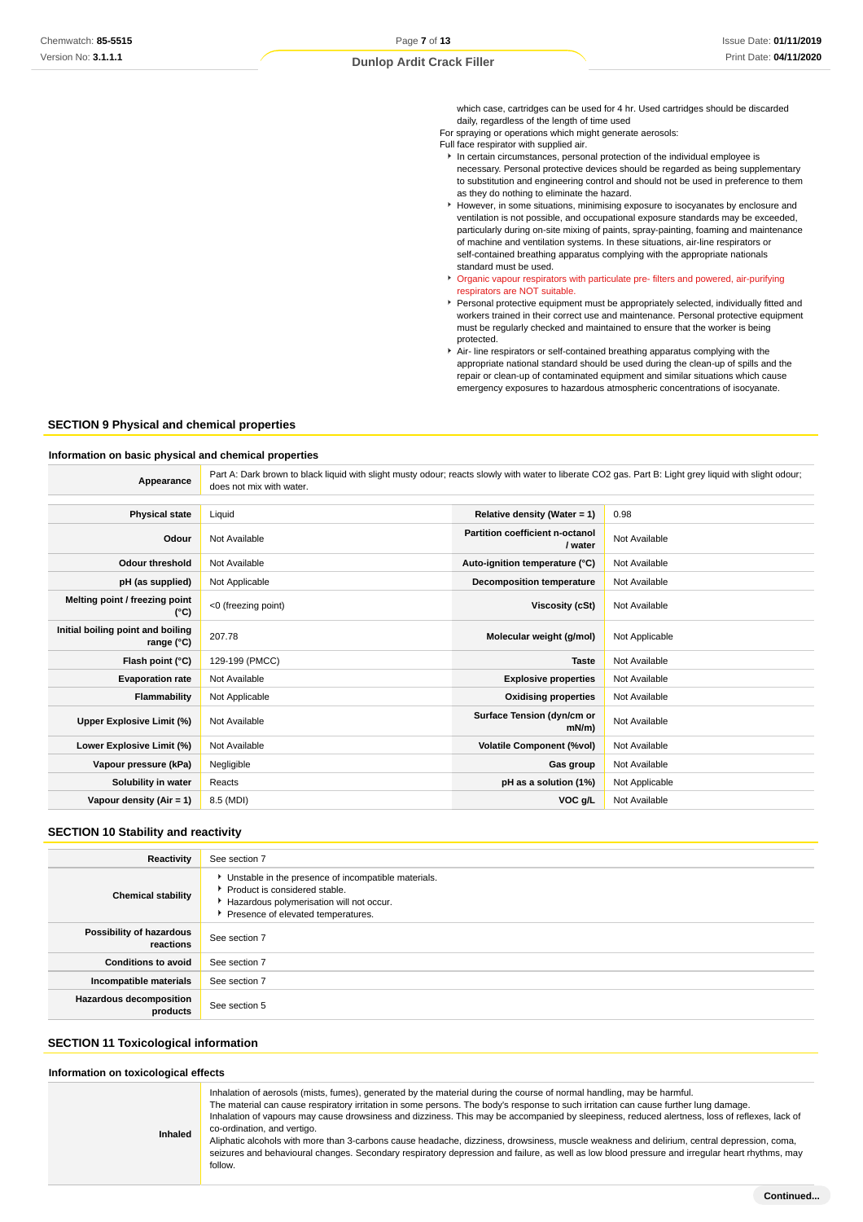which case, cartridges can be used for 4 hr. Used cartridges should be discarded daily, regardless of the length of time used

For spraying or operations which might generate aerosols:
Full face respirator with supplied air.

- In certain circumstances, personal protection of the individual employee is necessary. Personal protective devices should be regarded as being supplementary to substitution and engineering control and should not be used in preference to them as they do nothing to eliminate the hazard.
- However, in some situations, minimising exposure to isocyanates by enclosure and ventilation is not possible, and occupational exposure standards may be exceeded, particularly during on-site mixing of paints, spray-painting, foaming and maintenance of machine and ventilation systems. In these situations, air-line respirators or self-contained breathing apparatus complying with the appropriate nationals standard must be used.
- Organic vapour respirators with particulate pre- filters and powered, air-purifying respirators are NOT suitable.
- Personal protective equipment must be appropriately selected, individually fitted and workers trained in their correct use and maintenance. Personal protective equipment must be regularly checked and maintained to ensure that the worker is being protected.
- Air- line respirators or self-contained breathing apparatus complying with the appropriate national standard should be used during the clean-up of spills and the repair or clean-up of contaminated equipment and similar situations which cause emergency exposures to hazardous atmospheric concentrations of isocyanate.

## SECTION 9 Physical and chemical properties

### Information on basic physical and chemical properties

| Appearance | Part A: Dark brown to black liquid with slight musty odour; reacts slowly with water to liberate CO2 gas. Part B: Light grey liquid with slight odour; does not mix with water. |
|---|---|

| Physical state | Liquid | Relative density (Water = 1) | 0.98 |
|---|---|---|---|
| Odour | Not Available | Partition coefficient n-octanol / water | Not Available |
| Odour threshold | Not Available | Auto-ignition temperature (°C) | Not Available |
| pH (as supplied) | Not Applicable | Decomposition temperature | Not Available |
| Melting point / freezing point (°C) | <0 (freezing point) | Viscosity (cSt) | Not Available |
| Initial boiling point and boiling range (°C) | 207.78 | Molecular weight (g/mol) | Not Applicable |
| Flash point (°C) | 129-199 (PMCC) | Taste | Not Available |
| Evaporation rate | Not Available | Explosive properties | Not Available |
| Flammability | Not Applicable | Oxidising properties | Not Available |
| Upper Explosive Limit (%) | Not Available | Surface Tension (dyn/cm or mN/m) | Not Available |
| Lower Explosive Limit (%) | Not Available | Volatile Component (%vol) | Not Available |
| Vapour pressure (kPa) | Negligible | Gas group | Not Available |
| Solubility in water | Reacts | pH as a solution (1%) | Not Applicable |
| Vapour density (Air = 1) | 8.5 (MDI) | VOC g/L | Not Available |

## SECTION 10 Stability and reactivity

| Reactivity | See section 7 |
|---|---|
| Chemical stability | Unstable in the presence of incompatible materials.<br>Product is considered stable.<br>Hazardous polymerisation will not occur.<br>Presence of elevated temperatures. |
| Possibility of hazardous reactions | See section 7 |
| Conditions to avoid | See section 7 |
| Incompatible materials | See section 7 |
| Hazardous decomposition products | See section 5 |

## SECTION 11 Toxicological information

### Information on toxicological effects

| Inhaled | Inhalation of aerosols (mists, fumes), generated by the material during the course of normal handling, may be harmful.<br>The material can cause respiratory irritation in some persons. The body's response to such irritation can cause further lung damage.<br>Inhalation of vapours may cause drowsiness and dizziness. This may be accompanied by sleepiness, reduced alertness, loss of reflexes, lack of co-ordination, and vertigo.<br>Aliphatic alcohols with more than 3-carbons cause headache, dizziness, drowsiness, muscle weakness and delirium, central depression, coma, seizures and behavioural changes. Secondary respiratory depression and failure, as well as low blood pressure and irregular heart rhythms, may follow. |
|---|---|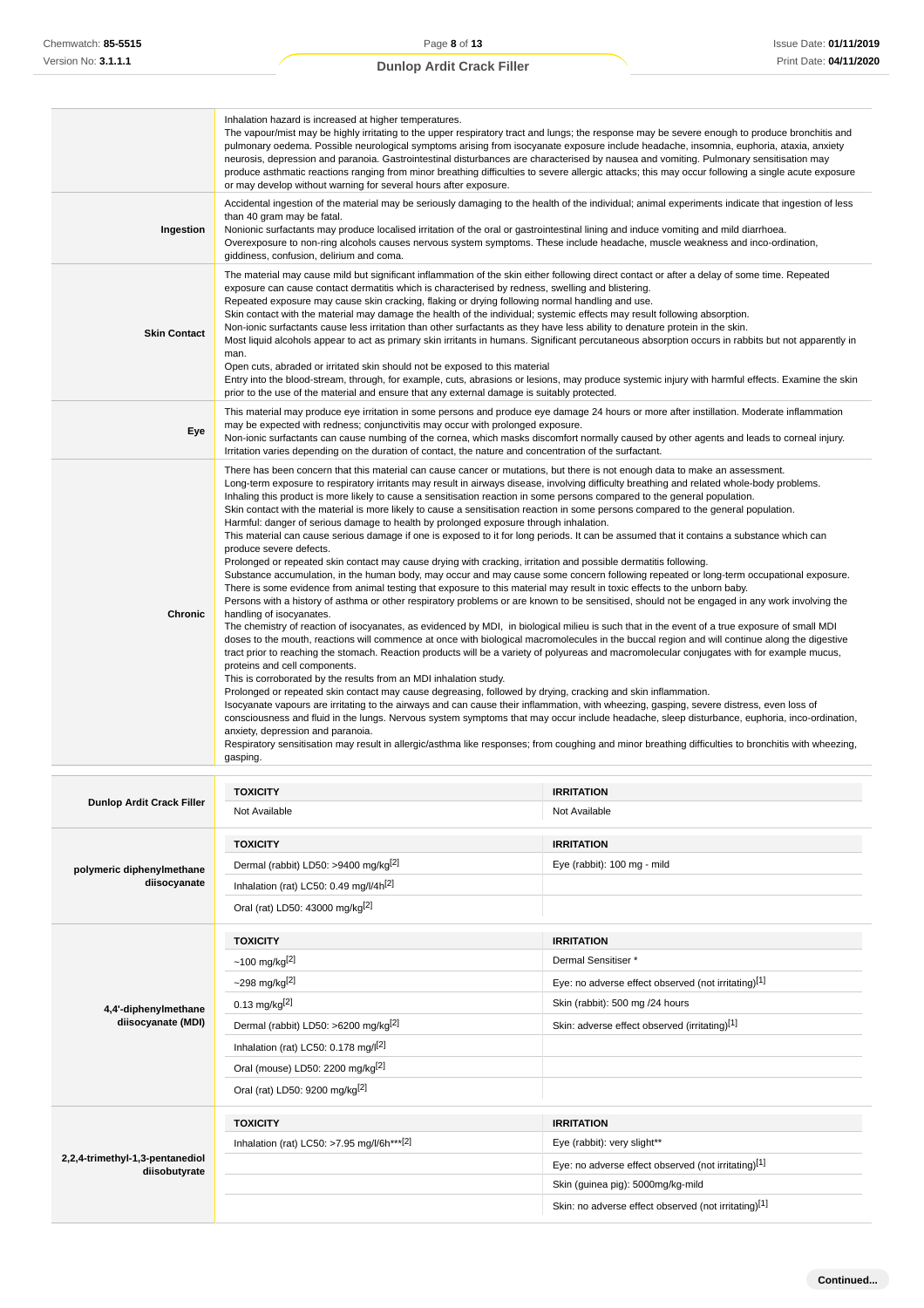| | |
|---|---|
| | Inhalation hazard is increased at higher temperatures.<br>The vapour/mist may be highly irritating to the upper respiratory tract and lungs; the response may be severe enough to produce bronchitis and pulmonary oedema. Possible neurological symptoms arising from isocyanate exposure include headache, insomnia, euphoria, ataxia, anxiety neurosis, depression and paranoia. Gastrointestinal disturbances are characterised by nausea and vomiting. Pulmonary sensitisation may produce asthmatic reactions ranging from minor breathing difficulties to severe allergic attacks; this may occur following a single acute exposure or may develop without warning for several hours after exposure. |
| **Ingestion** | Accidental ingestion of the material may be seriously damaging to the health of the individual; animal experiments indicate that ingestion of less than 40 gram may be fatal.<br>Nonionic surfactants may produce localised irritation of the oral or gastrointestinal lining and induce vomiting and mild diarrhoea.<br>Overexposure to non-ring alcohols causes nervous system symptoms. These include headache, muscle weakness and inco-ordination, giddiness, confusion, delirium and coma. |
| **Skin Contact** | The material may cause mild but significant inflammation of the skin either following direct contact or after a delay of some time. Repeated exposure can cause contact dermatitis which is characterised by redness, swelling and blistering.<br>Repeated exposure may cause skin cracking, flaking or drying following normal handling and use.<br>Skin contact with the material may damage the health of the individual; systemic effects may result following absorption.<br>Non-ionic surfactants cause less irritation than other surfactants as they have less ability to denature protein in the skin.<br>Most liquid alcohols appear to act as primary skin irritants in humans. Significant percutaneous absorption occurs in rabbits but not apparently in man.<br>Open cuts, abraded or irritated skin should not be exposed to this material<br>Entry into the blood-stream, through, for example, cuts, abrasions or lesions, may produce systemic injury with harmful effects. Examine the skin prior to the use of the material and ensure that any external damage is suitably protected. |
| **Eye** | This material may produce eye irritation in some persons and produce eye damage 24 hours or more after instillation. Moderate inflammation may be expected with redness; conjunctivitis may occur with prolonged exposure.<br>Non-ionic surfactants can cause numbing of the cornea, which masks discomfort normally caused by other agents and leads to corneal injury. Irritation varies depending on the duration of contact, the nature and concentration of the surfactant. |
| **Chronic** | There has been concern that this material can cause cancer or mutations, but there is not enough data to make an assessment.<br>Long-term exposure to respiratory irritants may result in airways disease, involving difficulty breathing and related whole-body problems.<br>Inhaling this product is more likely to cause a sensitisation reaction in some persons compared to the general population.<br>Skin contact with the material is more likely to cause a sensitisation reaction in some persons compared to the general population.<br>Harmful: danger of serious damage to health by prolonged exposure through inhalation.<br>This material can cause serious damage if one is exposed to it for long periods. It can be assumed that it contains a substance which can produce severe defects.<br>Prolonged or repeated skin contact may cause drying with cracking, irritation and possible dermatitis following.<br>Substance accumulation, in the human body, may occur and may cause some concern following repeated or long-term occupational exposure.<br>There is some evidence from animal testing that exposure to this material may result in toxic effects to the unborn baby.<br>Persons with a history of asthma or other respiratory problems or are known to be sensitised, should not be engaged in any work involving the handling of isocyanates.<br>The chemistry of reaction of isocyanates, as evidenced by MDI, in biological milieu is such that in the event of a true exposure of small MDI doses to the mouth, reactions will commence at once with biological macromolecules in the buccal region and will continue along the digestive tract prior to reaching the stomach. Reaction products will be a variety of polyureas and macromolecular conjugates with for example mucus, proteins and cell components.<br>This is corroborated by the results from an MDI inhalation study.<br>Prolonged or repeated skin contact may cause degreasing, followed by drying, cracking and skin inflammation.<br>Isocyanate vapours are irritating to the airways and can cause their inflammation, with wheezing, gasping, severe distress, even loss of consciousness and fluid in the lungs. Nervous system symptoms that may occur include headache, sleep disturbance, euphoria, inco-ordination, anxiety, depression and paranoia.<br>Respiratory sensitisation may result in allergic/asthma like responses; from coughing and minor breathing difficulties to bronchitis with wheezing, gasping. |

| | TOXICITY | IRRITATION |
|---|---|---|
| **Dunlop Ardit Crack Filler** | Not Available | Not Available |

| | TOXICITY | IRRITATION |
|---|---|---|
| **polymeric diphenylmethane diisocyanate** | Dermal (rabbit) LD50: >9400 mg/kg[2] | Eye (rabbit): 100 mg - mild |
| | Inhalation (rat) LC50: 0.49 mg/l/4h[2] | |
| | Oral (rat) LD50: 43000 mg/kg[2] | |

| | TOXICITY | IRRITATION |
|---|---|---|
| **4,4'-diphenylmethane diisocyanate (MDI)** | ~100 mg/kg[2] | Dermal Sensitiser * |
| | ~298 mg/kg[2] | Eye: no adverse effect observed (not irritating)[1] |
| | 0.13 mg/kg[2] | Skin (rabbit): 500 mg /24 hours |
| | Dermal (rabbit) LD50: >6200 mg/kg[2] | Skin: adverse effect observed (irritating)[1] |
| | Inhalation (rat) LC50: 0.178 mg/l[2] | |
| | Oral (mouse) LD50: 2200 mg/kg[2] | |
| | Oral (rat) LD50: 9200 mg/kg[2] | |

| | TOXICITY | IRRITATION |
|---|---|---|
| **2,2,4-trimethyl-1,3-pentanediol diisobutyrate** | Inhalation (rat) LC50: >7.95 mg/l/6h***[2] | Eye (rabbit): very slight** |
| | | Eye: no adverse effect observed (not irritating)[1] |
| | | Skin (guinea pig): 5000mg/kg-mild |
| | | Skin: no adverse effect observed (not irritating)[1] |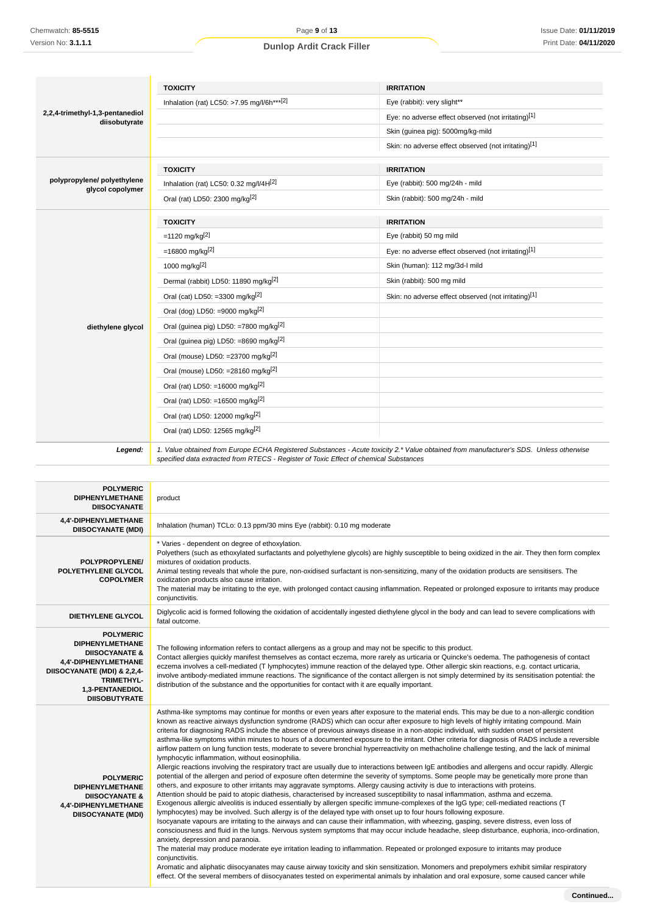| | TOXICITY | IRRITATION |
|---|---|---|
| **2,2,4-trimethyl-1,3-pentanediol diisobutyrate** | Inhalation (rat) LC50: >7.95 mg/l/6h***[2] | Eye (rabbit): very slight** |
| | | Eye: no adverse effect observed (not irritating)[1] |
| | | Skin (guinea pig): 5000mg/kg-mild |
| | | Skin: no adverse effect observed (not irritating)[1] |

| | TOXICITY | IRRITATION |
|---|---|---|
| **polypropylene/ polyethylene glycol copolymer** | Inhalation (rat) LC50: 0.32 mg/l/4H[2] | Eye (rabbit): 500 mg/24h - mild |
| | Oral (rat) LD50: 2300 mg/kg[2] | Skin (rabbit): 500 mg/24h - mild |

| | TOXICITY | IRRITATION |
|---|---|---|
| **diethylene glycol** | =1120 mg/kg[2] | Eye (rabbit) 50 mg mild |
| | =16800 mg/kg[2] | Eye: no adverse effect observed (not irritating)[1] |
| | 1000 mg/kg[2] | Skin (human): 112 mg/3d-I mild |
| | Dermal (rabbit) LD50: 11890 mg/kg[2] | Skin (rabbit): 500 mg mild |
| | Oral (cat) LD50: =3300 mg/kg[2] | Skin: no adverse effect observed (not irritating)[1] |
| | Oral (dog) LD50: =9000 mg/kg[2] | |
| | Oral (guinea pig) LD50: =7800 mg/kg[2] | |
| | Oral (guinea pig) LD50: =8690 mg/kg[2] | |
| | Oral (mouse) LD50: =23700 mg/kg[2] | |
| | Oral (mouse) LD50: =28160 mg/kg[2] | |
| | Oral (rat) LD50: =16000 mg/kg[2] | |
| | Oral (rat) LD50: =16500 mg/kg[2] | |
| | Oral (rat) LD50: 12000 mg/kg[2] | |
| | Oral (rat) LD50: 12565 mg/kg[2] | |

***Legend:*** *1. Value obtained from Europe ECHA Registered Substances - Acute toxicity 2.* Value obtained from manufacturer's SDS. Unless otherwise specified data extracted from RTECS - Register of Toxic Effect of chemical Substances*

| | |
|---|---|
| **POLYMERIC DIPHENYLMETHANE DIISOCYANATE** | product |
| **4,4'-DIPHENYLMETHANE DIISOCYANATE (MDI)** | Inhalation (human) TCLo: 0.13 ppm/30 mins Eye (rabbit): 0.10 mg moderate |
| **POLYPROPYLENE/ POLYETHYLENE GLYCOL COPOLYMER** | * Varies - dependent on degree of ethoxylation.<br>Polyethers (such as ethoxylated surfactants and polyethylene glycols) are highly susceptible to being oxidized in the air. They then form complex mixtures of oxidation products.<br>Animal testing reveals that whole the pure, non-oxidised surfactant is non-sensitizing, many of the oxidation products are sensitisers. The oxidization products also cause irritation.<br>The material may be irritating to the eye, with prolonged contact causing inflammation. Repeated or prolonged exposure to irritants may produce conjunctivitis. |
| **DIETHYLENE GLYCOL** | Diglycolic acid is formed following the oxidation of accidentally ingested diethylene glycol in the body and can lead to severe complications with fatal outcome. |
| **POLYMERIC DIPHENYLMETHANE DIISOCYANATE & 4,4'-DIPHENYLMETHANE DIISOCYANATE (MDI) & 2,2,4-TRIMETHYL-1,3-PENTANEDIOL DIISOBUTYRATE** | The following information refers to contact allergens as a group and may not be specific to this product.<br>Contact allergies quickly manifest themselves as contact eczema, more rarely as urticaria or Quincke's oedema. The pathogenesis of contact eczema involves a cell-mediated (T lymphocytes) immune reaction of the delayed type. Other allergic skin reactions, e.g. contact urticaria, involve antibody-mediated immune reactions. The significance of the contact allergen is not simply determined by its sensitisation potential: the distribution of the substance and the opportunities for contact with it are equally important. |
| **POLYMERIC DIPHENYLMETHANE DIISOCYANATE & 4,4'-DIPHENYLMETHANE DIISOCYANATE (MDI)** | Asthma-like symptoms may continue for months or even years after exposure to the material ends. This may be due to a non-allergic condition known as reactive airways dysfunction syndrome (RADS) which can occur after exposure to high levels of highly irritating compound. Main criteria for diagnosing RADS include the absence of previous airways disease in a non-atopic individual, with sudden onset of persistent asthma-like symptoms within minutes to hours of a documented exposure to the irritant. Other criteria for diagnosis of RADS include a reversible airflow pattern on lung function tests, moderate to severe bronchial hyperreactivity on methacholine challenge testing, and the lack of minimal lymphocytic inflammation, without eosinophilia.<br>Allergic reactions involving the respiratory tract are usually due to interactions between IgE antibodies and allergens and occur rapidly. Allergic potential of the allergen and period of exposure often determine the severity of symptoms. Some people may be genetically more prone than others, and exposure to other irritants may aggravate symptoms. Allergy causing activity is due to interactions with proteins.<br>Attention should be paid to atopic diathesis, characterised by increased susceptibility to nasal inflammation, asthma and eczema.<br>Exogenous allergic alveolitis is induced essentially by allergen specific immune-complexes of the IgG type; cell-mediated reactions (T lymphocytes) may be involved. Such allergy is of the delayed type with onset up to four hours following exposure.<br>Isocyanate vapours are irritating to the airways and can cause their inflammation, with wheezing, gasping, severe distress, even loss of consciousness and fluid in the lungs. Nervous system symptoms that may occur include headache, sleep disturbance, euphoria, inco-ordination, anxiety, depression and paranoia.<br>The material may produce moderate eye irritation leading to inflammation. Repeated or prolonged exposure to irritants may produce conjunctivitis.<br>Aromatic and aliphatic diisocyanates may cause airway toxicity and skin sensitization. Monomers and prepolymers exhibit similar respiratory effect. Of the several members of diisocyanates tested on experimental animals by inhalation and oral exposure, some caused cancer while |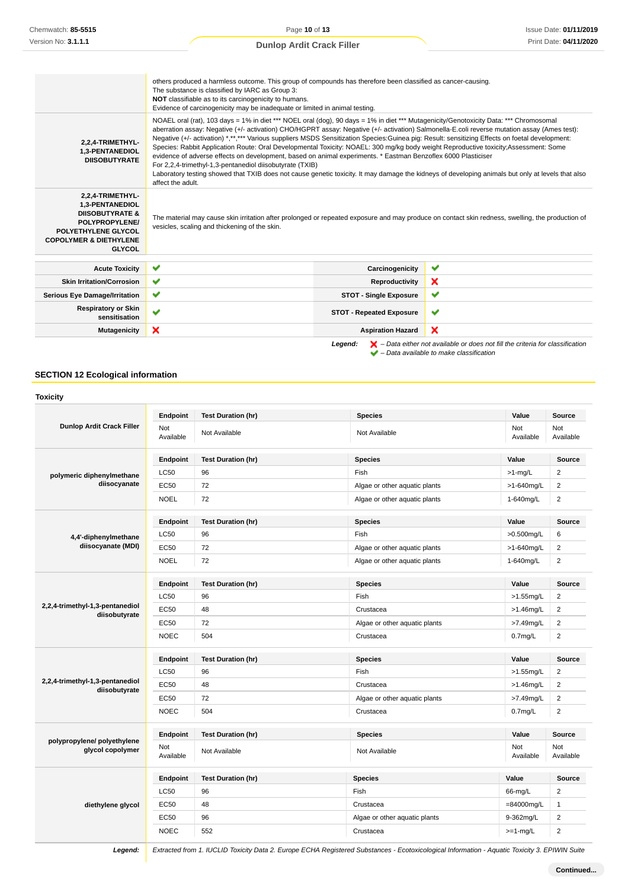| | |
|---|---|
| | others produced a harmless outcome. This group of compounds has therefore been classified as cancer-causing. The substance is classified by IARC as Group 3: **NOT** classifiable as to its carcinogenicity to humans. Evidence of carcinogenicity may be inadequate or limited in animal testing. |
| **2,2,4-TRIMETHYL-1,3-PENTANEDIOL DIISOBUTYRATE** | NOAEL oral (rat), 103 days = 1% in diet *** NOEL oral (dog), 90 days = 1% in diet *** Mutagenicity/Genotoxicity Data: *** Chromosomal aberration assay: Negative (+/- activation) CHO/HGPRT assay: Negative (+/- activation) Salmonella-E.coli reverse mutation assay (Ames test): Negative (+/- activation) *,**,*** Various suppliers MSDS Sensitization Species:Guinea pig: Result: sensitizing Effects on foetal development: Species: Rabbit Application Route: Oral Developmental Toxicity: NOAEL: 300 mg/kg body weight Reproductive toxicity;Assessment: Some evidence of adverse effects on development, based on animal experiments. * Eastman Benzoflex 6000 Plasticiser<br>For 2,2,4-trimethyl-1,3-pentanediol diisobutyrate (TXIB)<br>Laboratory testing showed that TXIB does not cause genetic toxicity. It may damage the kidneys of developing animals but only at levels that also affect the adult. |
| **2,2,4-TRIMETHYL-1,3-PENTANEDIOL DIISOBUTYRATE & POLYPROPYLENE/ POLYETHYLENE GLYCOL COPOLYMER & DIETHYLENE GLYCOL** | The material may cause skin irritation after prolonged or repeated exposure and may produce on contact skin redness, swelling, the production of vesicles, scaling and thickening of the skin. |

| | | | |
|---|---|---|---|
| **Acute Toxicity** | ✔ | **Carcinogenicity** | ✔ |
| **Skin Irritation/Corrosion** | ✔ | **Reproductivity** | ✘ |
| **Serious Eye Damage/Irritation** | ✔ | **STOT - Single Exposure** | ✔ |
| **Respiratory or Skin sensitisation** | ✔ | **STOT - Repeated Exposure** | ✔ |
| **Mutagenicity** | ✘ | **Aspiration Hazard** | ✘ |

***Legend:*** ✘ *– Data either not available or does not fill the criteria for classification*
✔ *– Data available to make classification*

## SECTION 12 Ecological information

### Toxicity

| | Endpoint | Test Duration (hr) | Species | Value | Source |
|---|---|---|---|---|---|
| **Dunlop Ardit Crack Filler** | Not Available | Not Available | Not Available | Not Available | Not Available |
| **polymeric diphenylmethane diisocyanate** | LC50 | 96 | Fish | >1-mg/L | 2 |
| | EC50 | 72 | Algae or other aquatic plants | >1-640mg/L | 2 |
| | NOEL | 72 | Algae or other aquatic plants | 1-640mg/L | 2 |
| **4,4'-diphenylmethane diisocyanate (MDI)** | LC50 | 96 | Fish | >0.500mg/L | 6 |
| | EC50 | 72 | Algae or other aquatic plants | >1-640mg/L | 2 |
| | NOEL | 72 | Algae or other aquatic plants | 1-640mg/L | 2 |
| **2,2,4-trimethyl-1,3-pentanediol diisobutyrate** | LC50 | 96 | Fish | >1.55mg/L | 2 |
| | EC50 | 48 | Crustacea | >1.46mg/L | 2 |
| | EC50 | 72 | Algae or other aquatic plants | >7.49mg/L | 2 |
| | NOEC | 504 | Crustacea | 0.7mg/L | 2 |
| **2,2,4-trimethyl-1,3-pentanediol diisobutyrate** | LC50 | 96 | Fish | >1.55mg/L | 2 |
| | EC50 | 48 | Crustacea | >1.46mg/L | 2 |
| | EC50 | 72 | Algae or other aquatic plants | >7.49mg/L | 2 |
| | NOEC | 504 | Crustacea | 0.7mg/L | 2 |
| **polypropylene/ polyethylene glycol copolymer** | Not Available | Not Available | Not Available | Not Available | Not Available |
| **diethylene glycol** | LC50 | 96 | Fish | 66-mg/L | 2 |
| | EC50 | 48 | Crustacea | =84000mg/L | 1 |
| | EC50 | 96 | Algae or other aquatic plants | 9-362mg/L | 2 |
| | NOEC | 552 | Crustacea | >=1-mg/L | 2 |
| ***Legend:*** | *Extracted from 1. IUCLID Toxicity Data 2. Europe ECHA Registered Substances - Ecotoxicological Information - Aquatic Toxicity 3. EPIWIN Suite* | | | | |

**Continued...**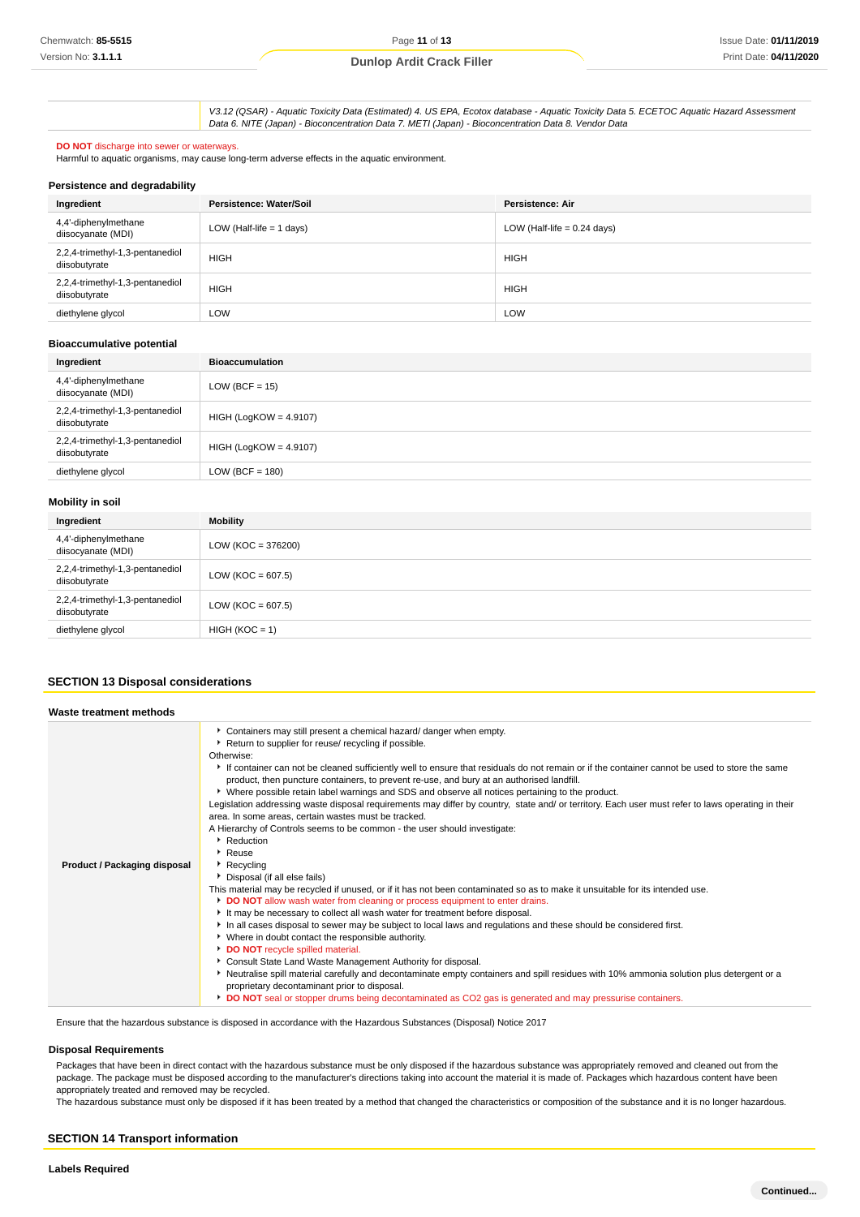| | *V3.12 (QSAR) - Aquatic Toxicity Data (Estimated) 4. US EPA, Ecotox database - Aquatic Toxicity Data 5. ECETOC Aquatic Hazard Assessment Data 6. NITE (Japan) - Bioconcentration Data 7. METI (Japan) - Bioconcentration Data 8. Vendor Data* |
|---|---|

**DO NOT** discharge into sewer or waterways.
Harmful to aquatic organisms, may cause long-term adverse effects in the aquatic environment.

### Persistence and degradability

| Ingredient | Persistence: Water/Soil | Persistence: Air |
|---|---|---|
| 4,4'-diphenylmethane diisocyanate (MDI) | LOW (Half-life = 1 days) | LOW (Half-life = 0.24 days) |
| 2,2,4-trimethyl-1,3-pentanediol diisobutyrate | HIGH | HIGH |
| 2,2,4-trimethyl-1,3-pentanediol diisobutyrate | HIGH | HIGH |
| diethylene glycol | LOW | LOW |

### Bioaccumulative potential

| Ingredient | Bioaccumulation |
|---|---|
| 4,4'-diphenylmethane diisocyanate (MDI) | LOW (BCF = 15) |
| 2,2,4-trimethyl-1,3-pentanediol diisobutyrate | HIGH (LogKOW = 4.9107) |
| 2,2,4-trimethyl-1,3-pentanediol diisobutyrate | HIGH (LogKOW = 4.9107) |
| diethylene glycol | LOW (BCF = 180) |

### Mobility in soil

| Ingredient | Mobility |
|---|---|
| 4,4'-diphenylmethane diisocyanate (MDI) | LOW (KOC = 376200) |
| 2,2,4-trimethyl-1,3-pentanediol diisobutyrate | LOW (KOC = 607.5) |
| 2,2,4-trimethyl-1,3-pentanediol diisobutyrate | LOW (KOC = 607.5) |
| diethylene glycol | HIGH (KOC = 1) |

## SECTION 13 Disposal considerations

### Waste treatment methods

**Product / Packaging disposal**

- Containers may still present a chemical hazard/ danger when empty.
- Return to supplier for reuse/ recycling if possible.

Otherwise:

- If container can not be cleaned sufficiently well to ensure that residuals do not remain or if the container cannot be used to store the same product, then puncture containers, to prevent re-use, and bury at an authorised landfill.
- Where possible retain label warnings and SDS and observe all notices pertaining to the product.

Legislation addressing waste disposal requirements may differ by country, state and/ or territory. Each user must refer to laws operating in their area. In some areas, certain wastes must be tracked.

A Hierarchy of Controls seems to be common - the user should investigate:

- Reduction
- Reuse
- Recycling
- Disposal (if all else fails)

This material may be recycled if unused, or if it has not been contaminated so as to make it unsuitable for its intended use.

- **DO NOT** allow wash water from cleaning or process equipment to enter drains.
- It may be necessary to collect all wash water for treatment before disposal.
- In all cases disposal to sewer may be subject to local laws and regulations and these should be considered first.
- Where in doubt contact the responsible authority.
- **DO NOT** recycle spilled material.
- Consult State Land Waste Management Authority for disposal.
- Neutralise spill material carefully and decontaminate empty containers and spill residues with 10% ammonia solution plus detergent or a proprietary decontaminant prior to disposal.
- **DO NOT** seal or stopper drums being decontaminated as $CO_2$ gas is generated and may pressurise containers.

Ensure that the hazardous substance is disposed in accordance with the Hazardous Substances (Disposal) Notice 2017

### Disposal Requirements

Packages that have been in direct contact with the hazardous substance must be only disposed if the hazardous substance was appropriately removed and cleaned out from the package. The package must be disposed according to the manufacturer's directions taking into account the material it is made of. Packages which hazardous content have been appropriately treated and removed may be recycled.
The hazardous substance must only be disposed if it has been treated by a method that changed the characteristics or composition of the substance and it is no longer hazardous.

## SECTION 14 Transport information

### Labels Required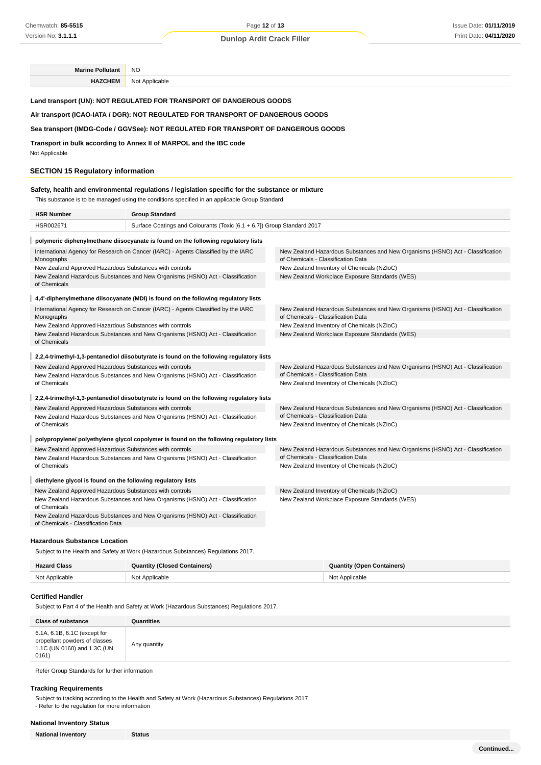| Marine Pollutant | NO |
|---|---|
| HAZCHEM | Not Applicable |

**Land transport (UN): NOT REGULATED FOR TRANSPORT OF DANGEROUS GOODS**

**Air transport (ICAO-IATA / DGR): NOT REGULATED FOR TRANSPORT OF DANGEROUS GOODS**

**Sea transport (IMDG-Code / GGVSee): NOT REGULATED FOR TRANSPORT OF DANGEROUS GOODS**

**Transport in bulk according to Annex II of MARPOL and the IBC code**

Not Applicable

## SECTION 15 Regulatory information

### Safety, health and environmental regulations / legislation specific for the substance or mixture

This substance is to be managed using the conditions specified in an applicable Group Standard

| HSR Number | Group Standard |
|---|---|
| HSR002671 | Surface Coatings and Colourants (Toxic [6.1 + 6.7]) Group Standard 2017 |

**polymeric diphenylmethane diisocyanate is found on the following regulatory lists**

| | |
|---|---|
| International Agency for Research on Cancer (IARC) - Agents Classified by the IARC Monographs | New Zealand Hazardous Substances and New Organisms (HSNO) Act - Classification of Chemicals - Classification Data |
| New Zealand Approved Hazardous Substances with controls | New Zealand Inventory of Chemicals (NZIoC) |
| New Zealand Hazardous Substances and New Organisms (HSNO) Act - Classification of Chemicals | New Zealand Workplace Exposure Standards (WES) |

**4,4'-diphenylmethane diisocyanate (MDI) is found on the following regulatory lists**

| | |
|---|---|
| International Agency for Research on Cancer (IARC) - Agents Classified by the IARC Monographs | New Zealand Hazardous Substances and New Organisms (HSNO) Act - Classification of Chemicals - Classification Data |
| New Zealand Approved Hazardous Substances with controls | New Zealand Inventory of Chemicals (NZIoC) |
| New Zealand Hazardous Substances and New Organisms (HSNO) Act - Classification of Chemicals | New Zealand Workplace Exposure Standards (WES) |

**2,2,4-trimethyl-1,3-pentanediol diisobutyrate is found on the following regulatory lists**

| | |
|---|---|
| New Zealand Approved Hazardous Substances with controls | New Zealand Hazardous Substances and New Organisms (HSNO) Act - Classification of Chemicals - Classification Data |
| New Zealand Hazardous Substances and New Organisms (HSNO) Act - Classification of Chemicals | New Zealand Inventory of Chemicals (NZIoC) |

**2,2,4-trimethyl-1,3-pentanediol diisobutyrate is found on the following regulatory lists**

| | |
|---|---|
| New Zealand Approved Hazardous Substances with controls | New Zealand Hazardous Substances and New Organisms (HSNO) Act - Classification of Chemicals - Classification Data |
| New Zealand Hazardous Substances and New Organisms (HSNO) Act - Classification of Chemicals | New Zealand Inventory of Chemicals (NZIoC) |

**polypropylene/ polyethylene glycol copolymer is found on the following regulatory lists**

| | |
|---|---|
| New Zealand Approved Hazardous Substances with controls | New Zealand Hazardous Substances and New Organisms (HSNO) Act - Classification of Chemicals - Classification Data |
| New Zealand Hazardous Substances and New Organisms (HSNO) Act - Classification of Chemicals | New Zealand Inventory of Chemicals (NZIoC) |

**diethylene glycol is found on the following regulatory lists**

| | |
|---|---|
| New Zealand Approved Hazardous Substances with controls | New Zealand Inventory of Chemicals (NZIoC) |
| New Zealand Hazardous Substances and New Organisms (HSNO) Act - Classification of Chemicals | New Zealand Workplace Exposure Standards (WES) |
| New Zealand Hazardous Substances and New Organisms (HSNO) Act - Classification of Chemicals - Classification Data | |

### Hazardous Substance Location

Subject to the Health and Safety at Work (Hazardous Substances) Regulations 2017.

| Hazard Class | Quantity (Closed Containers) | Quantity (Open Containers) |
|---|---|---|
| Not Applicable | Not Applicable | Not Applicable |

### Certified Handler

Subject to Part 4 of the Health and Safety at Work (Hazardous Substances) Regulations 2017.

| Class of substance | Quantities |
|---|---|
| 6.1A, 6.1B, 6.1C (except for propellant powders of classes 1.1C (UN 0160) and 1.3C (UN 0161) | Any quantity |

Refer Group Standards for further information

### Tracking Requirements

Subject to tracking according to the Health and Safety at Work (Hazardous Substances) Regulations 2017
- Refer to the regulation for more information

### National Inventory Status

| National Inventory | Status |
|---|---|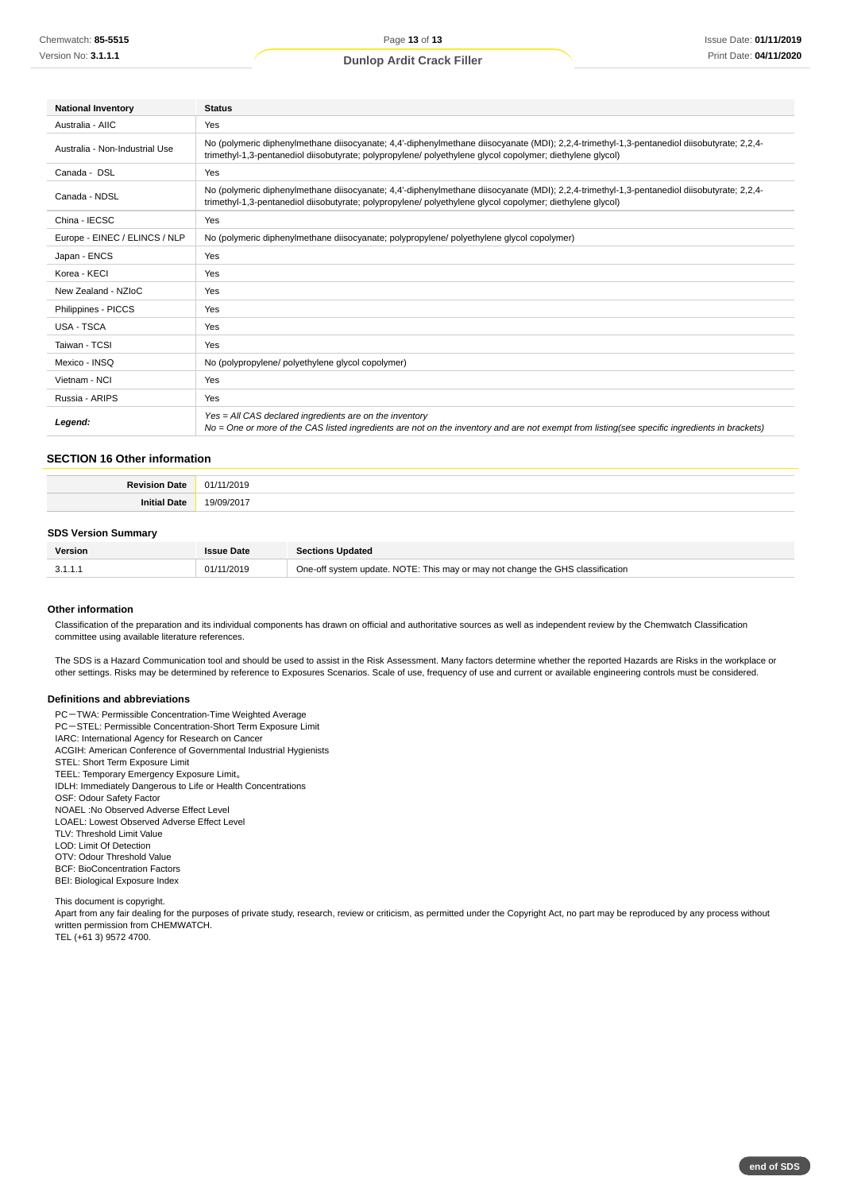| National Inventory | Status |
|---|---|
| Australia - AIIC | Yes |
| Australia - Non-Industrial Use | No (polymeric diphenylmethane diisocyanate; 4,4'-diphenylmethane diisocyanate (MDI); 2,2,4-trimethyl-1,3-pentanediol diisobutyrate; 2,2,4-trimethyl-1,3-pentanediol diisobutyrate; polypropylene/ polyethylene glycol copolymer; diethylene glycol) |
| Canada - DSL | Yes |
| Canada - NDSL | No (polymeric diphenylmethane diisocyanate; 4,4'-diphenylmethane diisocyanate (MDI); 2,2,4-trimethyl-1,3-pentanediol diisobutyrate; 2,2,4-trimethyl-1,3-pentanediol diisobutyrate; polypropylene/ polyethylene glycol copolymer; diethylene glycol) |
| China - IECSC | Yes |
| Europe - EINEC / ELINCS / NLP | No (polymeric diphenylmethane diisocyanate; polypropylene/ polyethylene glycol copolymer) |
| Japan - ENCS | Yes |
| Korea - KECI | Yes |
| New Zealand - NZIoC | Yes |
| Philippines - PICCS | Yes |
| USA - TSCA | Yes |
| Taiwan - TCSI | Yes |
| Mexico - INSQ | No (polypropylene/ polyethylene glycol copolymer) |
| Vietnam - NCI | Yes |
| Russia - ARIPS | Yes |
| ***Legend:*** | *Yes = All CAS declared ingredients are on the inventory*<br>*No = One or more of the CAS listed ingredients are not on the inventory and are not exempt from listing(see specific ingredients in brackets)* |

## SECTION 16 Other information

| | |
|---|---|
| **Revision Date** | 01/11/2019 |
| **Initial Date** | 19/09/2017 |

### SDS Version Summary

| Version | Issue Date | Sections Updated |
|---|---|---|
| 3.1.1.1 | 01/11/2019 | One-off system update. NOTE: This may or may not change the GHS classification |

### Other information

Classification of the preparation and its individual components has drawn on official and authoritative sources as well as independent review by the Chemwatch Classification committee using available literature references.

The SDS is a Hazard Communication tool and should be used to assist in the Risk Assessment. Many factors determine whether the reported Hazards are Risks in the workplace or other settings. Risks may be determined by reference to Exposures Scenarios. Scale of use, frequency of use and current or available engineering controls must be considered.

### Definitions and abbreviations

PC－TWA: Permissible Concentration-Time Weighted Average
PC－STEL: Permissible Concentration-Short Term Exposure Limit
IARC: International Agency for Research on Cancer
ACGIH: American Conference of Governmental Industrial Hygienists
STEL: Short Term Exposure Limit
TEEL: Temporary Emergency Exposure Limit。
IDLH: Immediately Dangerous to Life or Health Concentrations
OSF: Odour Safety Factor
NOAEL :No Observed Adverse Effect Level
LOAEL: Lowest Observed Adverse Effect Level
TLV: Threshold Limit Value
LOD: Limit Of Detection
OTV: Odour Threshold Value
BCF: BioConcentration Factors
BEI: Biological Exposure Index

This document is copyright.
Apart from any fair dealing for the purposes of private study, research, review or criticism, as permitted under the Copyright Act, no part may be reproduced by any process without written permission from CHEMWATCH.
TEL (+61 3) 9572 4700.

**end of SDS**